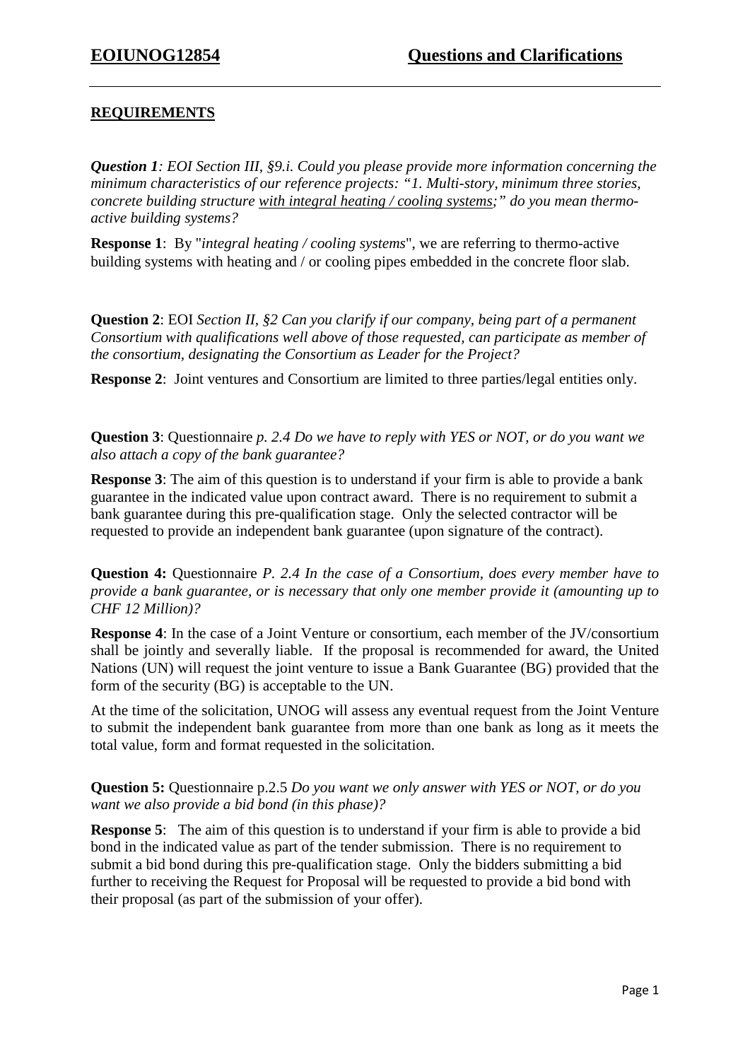**EOIUNOG12854** **Questions and Clarifications**

---

## REQUIREMENTS

***Question 1****: EOI Section III, §9.i. Could you please provide more information concerning the minimum characteristics of our reference projects: "1. Multi-story, minimum three stories, concrete building structure with integral heating / cooling systems;" do you mean thermo-active building systems?*

**Response 1**: By "*integral heating / cooling systems*", we are referring to thermo-active building systems with heating and / or cooling pipes embedded in the concrete floor slab.

**Question 2**: EOI *Section II, §2 Can you clarify if our company, being part of a permanent Consortium with qualifications well above of those requested, can participate as member of the consortium, designating the Consortium as Leader for the Project?*

**Response 2**: Joint ventures and Consortium are limited to three parties/legal entities only.

**Question 3**: Questionnaire *p. 2.4 Do we have to reply with YES or NOT, or do you want we also attach a copy of the bank guarantee?*

**Response 3**: The aim of this question is to understand if your firm is able to provide a bank guarantee in the indicated value upon contract award. There is no requirement to submit a bank guarantee during this pre-qualification stage. Only the selected contractor will be requested to provide an independent bank guarantee (upon signature of the contract).

**Question 4:** Questionnaire *P. 2.4 In the case of a Consortium, does every member have to provide a bank guarantee, or is necessary that only one member provide it (amounting up to CHF 12 Million)?*

**Response 4**: In the case of a Joint Venture or consortium, each member of the JV/consortium shall be jointly and severally liable. If the proposal is recommended for award, the United Nations (UN) will request the joint venture to issue a Bank Guarantee (BG) provided that the form of the security (BG) is acceptable to the UN.

At the time of the solicitation, UNOG will assess any eventual request from the Joint Venture to submit the independent bank guarantee from more than one bank as long as it meets the total value, form and format requested in the solicitation.

**Question 5:** Questionnaire p.2.5 *Do you want we only answer with YES or NOT, or do you want we also provide a bid bond (in this phase)?*

**Response 5**: The aim of this question is to understand if your firm is able to provide a bid bond in the indicated value as part of the tender submission. There is no requirement to submit a bid bond during this pre-qualification stage. Only the bidders submitting a bid further to receiving the Request for Proposal will be requested to provide a bid bond with their proposal (as part of the submission of your offer).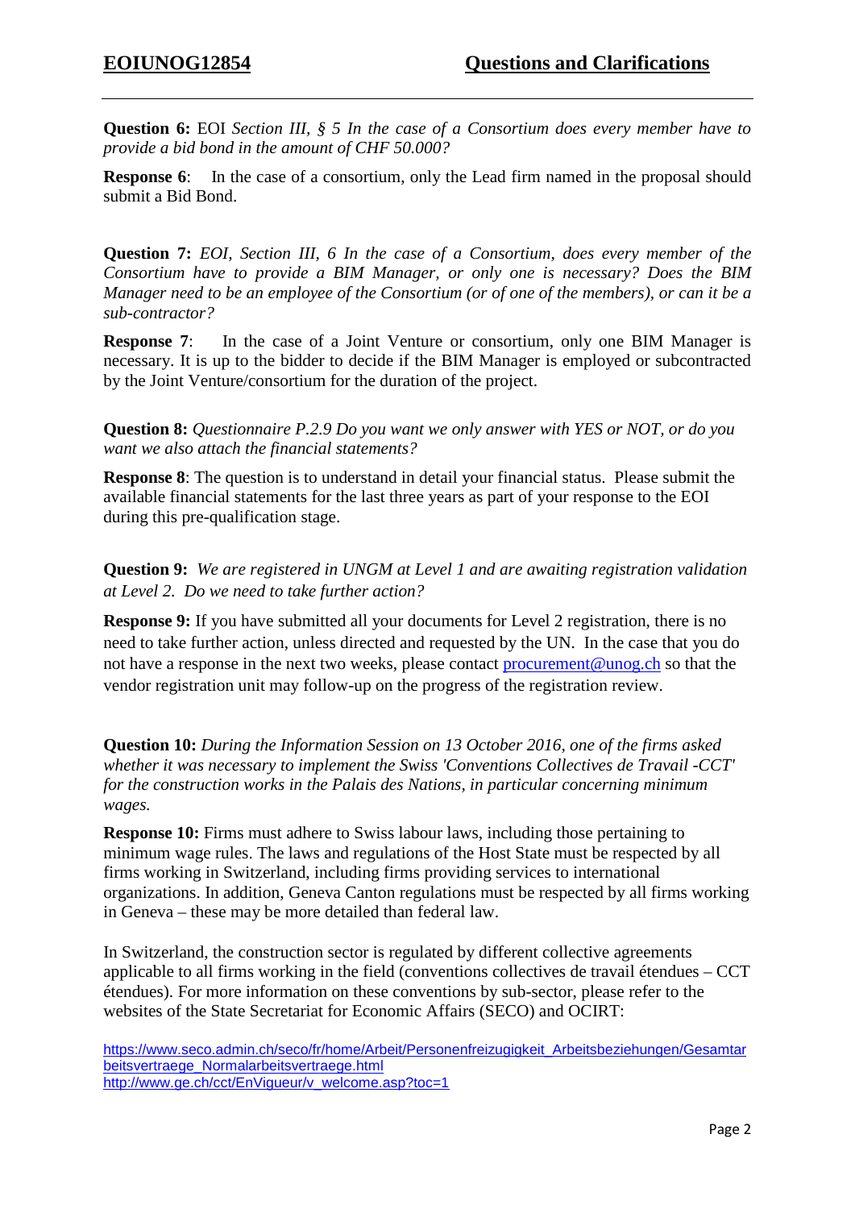**EOIUNOG12854** **Questions and Clarifications**

**Question 6:** EOI *Section III, § 5 In the case of a Consortium does every member have to provide a bid bond in the amount of CHF 50.000?*

**Response 6**: In the case of a consortium, only the Lead firm named in the proposal should submit a Bid Bond.

**Question 7:** *EOI, Section III, 6 In the case of a Consortium, does every member of the Consortium have to provide a BIM Manager, or only one is necessary? Does the BIM Manager need to be an employee of the Consortium (or of one of the members), or can it be a sub-contractor?*

**Response 7**: In the case of a Joint Venture or consortium, only one BIM Manager is necessary. It is up to the bidder to decide if the BIM Manager is employed or subcontracted by the Joint Venture/consortium for the duration of the project.

**Question 8:** *Questionnaire P.2.9 Do you want we only answer with YES or NOT, or do you want we also attach the financial statements?*

**Response 8**: The question is to understand in detail your financial status. Please submit the available financial statements for the last three years as part of your response to the EOI during this pre-qualification stage.

**Question 9:** *We are registered in UNGM at Level 1 and are awaiting registration validation at Level 2. Do we need to take further action?*

**Response 9:** If you have submitted all your documents for Level 2 registration, there is no need to take further action, unless directed and requested by the UN. In the case that you do not have a response in the next two weeks, please contact procurement@unog.ch so that the vendor registration unit may follow-up on the progress of the registration review.

**Question 10:** *During the Information Session on 13 October 2016, one of the firms asked whether it was necessary to implement the Swiss 'Conventions Collectives de Travail -CCT' for the construction works in the Palais des Nations, in particular concerning minimum wages.*

**Response 10:** Firms must adhere to Swiss labour laws, including those pertaining to minimum wage rules. The laws and regulations of the Host State must be respected by all firms working in Switzerland, including firms providing services to international organizations. In addition, Geneva Canton regulations must be respected by all firms working in Geneva – these may be more detailed than federal law.

In Switzerland, the construction sector is regulated by different collective agreements applicable to all firms working in the field (conventions collectives de travail étendues – CCT étendues). For more information on these conventions by sub-sector, please refer to the websites of the State Secretariat for Economic Affairs (SECO) and OCIRT:

https://www.seco.admin.ch/seco/fr/home/Arbeit/Personenfreizugigkeit_Arbeitsbeziehungen/Gesamtarbeitsvertraege_Normalarbeitsvertraege.html
http://www.ge.ch/cct/EnVigueur/v_welcome.asp?toc=1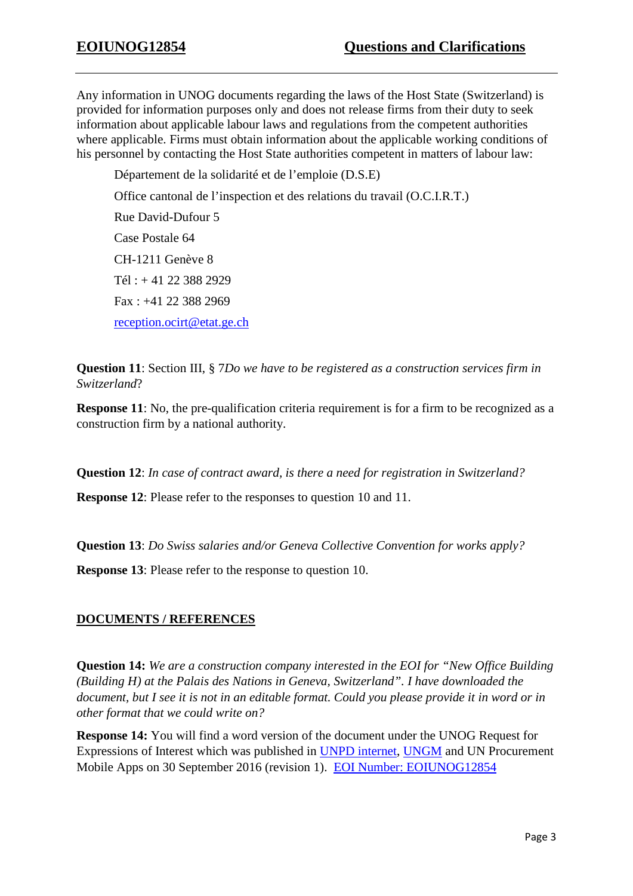Any information in UNOG documents regarding the laws of the Host State (Switzerland) is provided for information purposes only and does not release firms from their duty to seek information about applicable labour laws and regulations from the competent authorities where applicable. Firms must obtain information about the applicable working conditions of his personnel by contacting the Host State authorities competent in matters of labour law:

> Département de la solidarité et de l'emploie (D.S.E)
>
> Office cantonal de l'inspection et des relations du travail (O.C.I.R.T.)
>
> Rue David-Dufour 5
>
> Case Postale 64
>
> CH-1211 Genève 8
>
> Tél : + 41 22 388 2929
>
> Fax : +41 22 388 2969
>
> reception.ocirt@etat.ge.ch

**Question 11**: Section III, § 7*Do we have to be registered as a construction services firm in Switzerland*?

**Response 11**: No, the pre-qualification criteria requirement is for a firm to be recognized as a construction firm by a national authority.

**Question 12**: *In case of contract award, is there a need for registration in Switzerland?*

**Response 12**: Please refer to the responses to question 10 and 11.

**Question 13**: *Do Swiss salaries and/or Geneva Collective Convention for works apply?*

**Response 13**: Please refer to the response to question 10.

## DOCUMENTS / REFERENCES

**Question 14:** *We are a construction company interested in the EOI for "New Office Building (Building H) at the Palais des Nations in Geneva, Switzerland". I have downloaded the document, but I see it is not in an editable format. Could you please provide it in word or in other format that we could write on?*

**Response 14:** You will find a word version of the document under the UNOG Request for Expressions of Interest which was published in UNPD internet, UNGM and UN Procurement Mobile Apps on 30 September 2016 (revision 1). EOI Number: EOIUNOG12854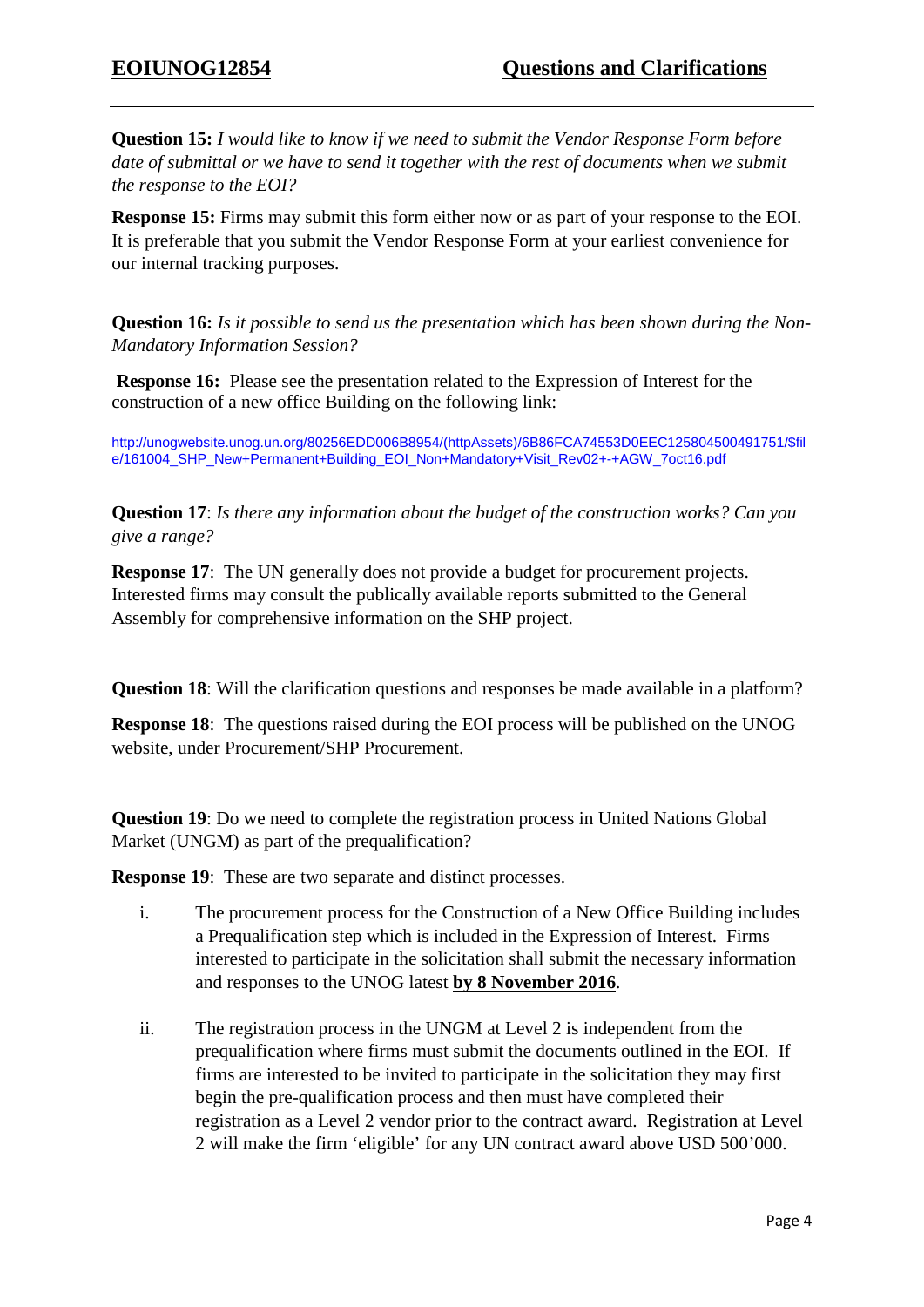**Question 15:** *I would like to know if we need to submit the Vendor Response Form before date of submittal or we have to send it together with the rest of documents when we submit the response to the EOI?*

**Response 15:** Firms may submit this form either now or as part of your response to the EOI. It is preferable that you submit the Vendor Response Form at your earliest convenience for our internal tracking purposes.

**Question 16:** *Is it possible to send us the presentation which has been shown during the Non-Mandatory Information Session?*

**Response 16:** Please see the presentation related to the Expression of Interest for the construction of a new office Building on the following link:

http://unogwebsite.unog.un.org/80256EDD006B8954/(httpAssets)/6B86FCA74553D0EEC125804500491751/$file/161004_SHP_New+Permanent+Building_EOI_Non+Mandatory+Visit_Rev02+-+AGW_7oct16.pdf

**Question 17**: *Is there any information about the budget of the construction works? Can you give a range?*

**Response 17**: The UN generally does not provide a budget for procurement projects. Interested firms may consult the publically available reports submitted to the General Assembly for comprehensive information on the SHP project.

**Question 18**: Will the clarification questions and responses be made available in a platform?

**Response 18**: The questions raised during the EOI process will be published on the UNOG website, under Procurement/SHP Procurement.

**Question 19**: Do we need to complete the registration process in United Nations Global Market (UNGM) as part of the prequalification?

**Response 19**: These are two separate and distinct processes.

i. The procurement process for the Construction of a New Office Building includes a Prequalification step which is included in the Expression of Interest. Firms interested to participate in the solicitation shall submit the necessary information and responses to the UNOG latest **by 8 November 2016**.

ii. The registration process in the UNGM at Level 2 is independent from the prequalification where firms must submit the documents outlined in the EOI. If firms are interested to be invited to participate in the solicitation they may first begin the pre-qualification process and then must have completed their registration as a Level 2 vendor prior to the contract award. Registration at Level 2 will make the firm 'eligible' for any UN contract award above USD 500'000.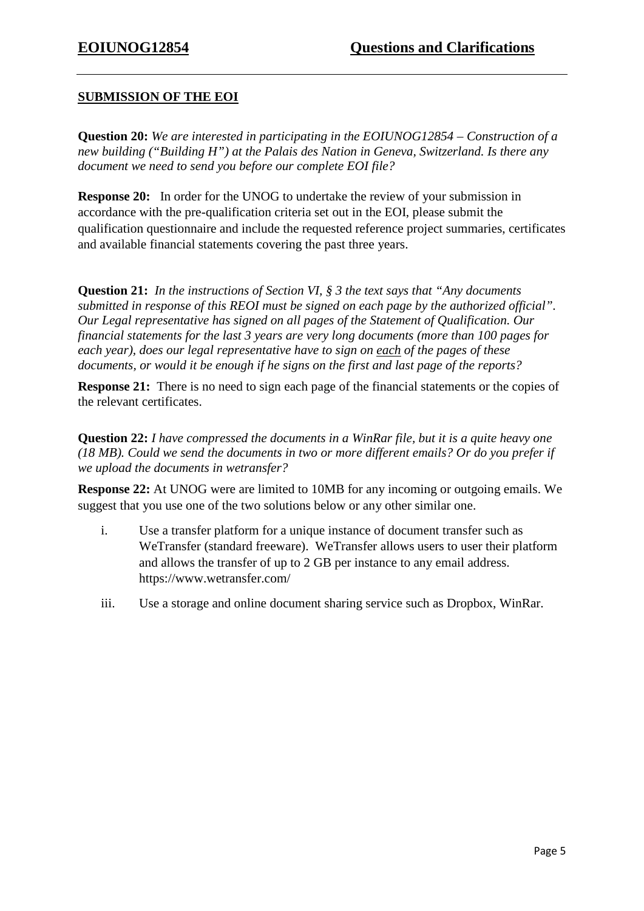**EOIUNOG12854** **Questions and Clarifications**

## SUBMISSION OF THE EOI

**Question 20:** *We are interested in participating in the EOIUNOG12854 – Construction of a new building ("Building H") at the Palais des Nation in Geneva, Switzerland. Is there any document we need to send you before our complete EOI file?*

**Response 20:** In order for the UNOG to undertake the review of your submission in accordance with the pre-qualification criteria set out in the EOI, please submit the qualification questionnaire and include the requested reference project summaries, certificates and available financial statements covering the past three years.

**Question 21:** *In the instructions of Section VI, § 3 the text says that "Any documents submitted in response of this REOI must be signed on each page by the authorized official". Our Legal representative has signed on all pages of the Statement of Qualification. Our financial statements for the last 3 years are very long documents (more than 100 pages for each year), does our legal representative have to sign on each of the pages of these documents, or would it be enough if he signs on the first and last page of the reports?*

**Response 21:** There is no need to sign each page of the financial statements or the copies of the relevant certificates.

**Question 22:** *I have compressed the documents in a WinRar file, but it is a quite heavy one (18 MB). Could we send the documents in two or more different emails? Or do you prefer if we upload the documents in wetransfer?*

**Response 22:** At UNOG were are limited to 10MB for any incoming or outgoing emails. We suggest that you use one of the two solutions below or any other similar one.

i. Use a transfer platform for a unique instance of document transfer such as WeTransfer (standard freeware). WeTransfer allows users to user their platform and allows the transfer of up to 2 GB per instance to any email address. https://www.wetransfer.com/

iii. Use a storage and online document sharing service such as Dropbox, WinRar.